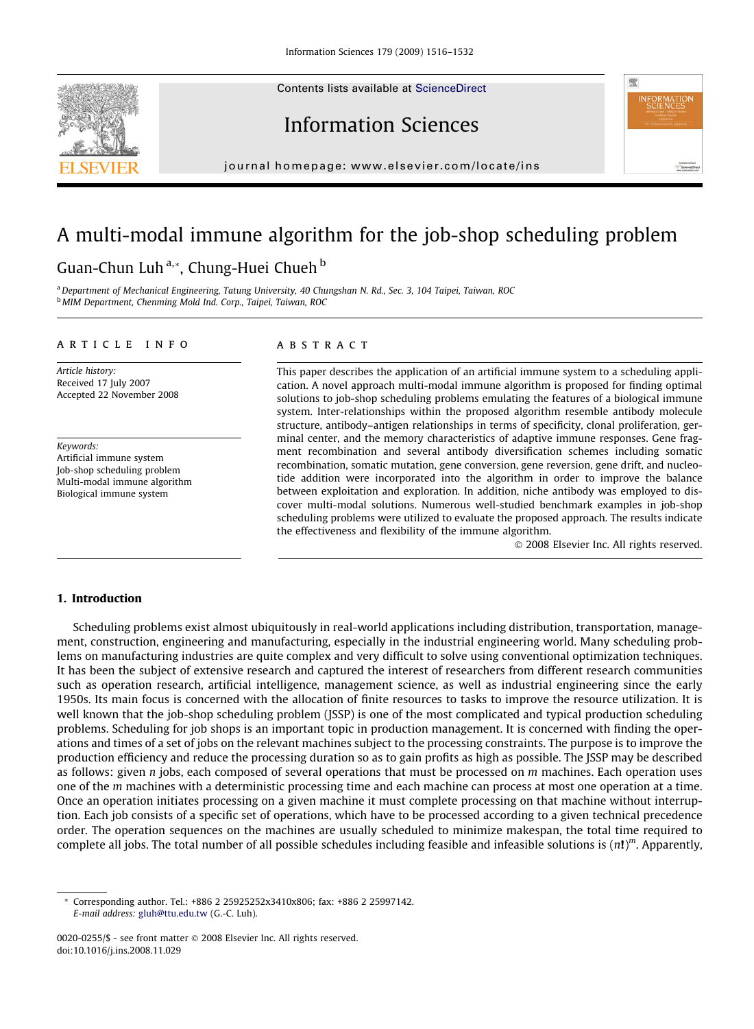# A multi-modal immune algorithm for the job-shop scheduling problem

Guan-Chun Luh [a,*], Chung-Huei Chueh [b]

[a] *Department of Mechanical Engineering, Tatung University, 40 Chungshan N. Rd., Sec. 3, 104 Taipei, Taiwan, ROC*
[b] *MIM Department, Chenming Mold Ind. Corp., Taipei, Taiwan, ROC*

## ARTICLE INFO

*Article history:*
Received 17 July 2007
Accepted 22 November 2008

*Keywords:*
Artificial immune system
Job-shop scheduling problem
Multi-modal immune algorithm
Biological immune system

## ABSTRACT

This paper describes the application of an artificial immune system to a scheduling application. A novel approach multi-modal immune algorithm is proposed for finding optimal solutions to job-shop scheduling problems emulating the features of a biological immune system. Inter-relationships within the proposed algorithm resemble antibody molecule structure, antibody–antigen relationships in terms of specificity, clonal proliferation, germinal center, and the memory characteristics of adaptive immune responses. Gene fragment recombination and several antibody diversification schemes including somatic recombination, somatic mutation, gene conversion, gene reversion, gene drift, and nucleotide addition were incorporated into the algorithm in order to improve the balance between exploitation and exploration. In addition, niche antibody was employed to discover multi-modal solutions. Numerous well-studied benchmark examples in job-shop scheduling problems were utilized to evaluate the proposed approach. The results indicate the effectiveness and flexibility of the immune algorithm.

© 2008 Elsevier Inc. All rights reserved.

## 1. Introduction

Scheduling problems exist almost ubiquitously in real-world applications including distribution, transportation, management, construction, engineering and manufacturing, especially in the industrial engineering world. Many scheduling problems on manufacturing industries are quite complex and very difficult to solve using conventional optimization techniques. It has been the subject of extensive research and captured the interest of researchers from different research communities such as operation research, artificial intelligence, management science, as well as industrial engineering since the early 1950s. Its main focus is concerned with the allocation of finite resources to tasks to improve the resource utilization. It is well known that the job-shop scheduling problem (JSSP) is one of the most complicated and typical production scheduling problems. Scheduling for job shops is an important topic in production management. It is concerned with finding the operations and times of a set of jobs on the relevant machines subject to the processing constraints. The purpose is to improve the production efficiency and reduce the processing duration so as to gain profits as high as possible. The JSSP may be described as follows: given $n$ jobs, each composed of several operations that must be processed on $m$ machines. Each operation uses one of the $m$ machines with a deterministic processing time and each machine can process at most one operation at a time. Once an operation initiates processing on a given machine it must complete processing on that machine without interruption. Each job consists of a specific set of operations, which have to be processed according to a given technical precedence order. The operation sequences on the machines are usually scheduled to minimize makespan, the total time required to complete all jobs. The total number of all possible schedules including feasible and infeasible solutions is $(n!)^m$. Apparently,

* Corresponding author. Tel.: +886 2 25925252x3410x806; fax: +886 2 25997142.
*E-mail address:* gluh@ttu.edu.tw (G.-C. Luh).

0020-0255/$ - see front matter © 2008 Elsevier Inc. All rights reserved.
doi:10.1016/j.ins.2008.11.029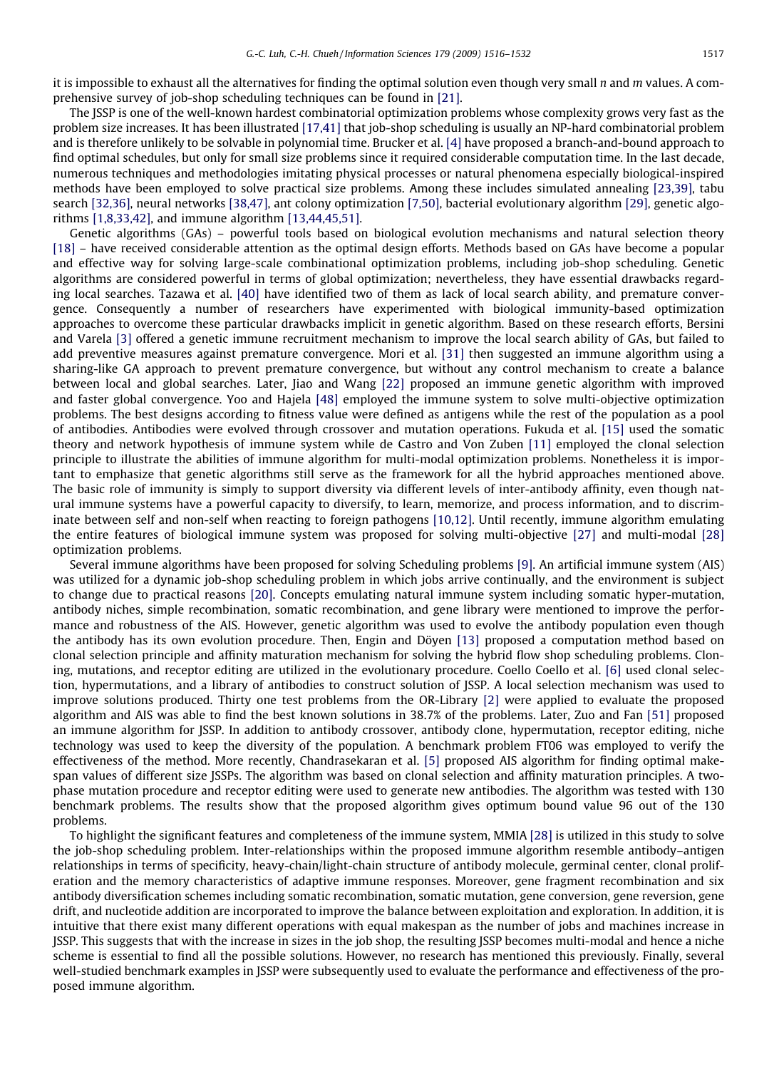it is impossible to exhaust all the alternatives for finding the optimal solution even though very small $n$ and $m$ values. A comprehensive survey of job-shop scheduling techniques can be found in [21].

The JSSP is one of the well-known hardest combinatorial optimization problems whose complexity grows very fast as the problem size increases. It has been illustrated [17,41] that job-shop scheduling is usually an NP-hard combinatorial problem and is therefore unlikely to be solvable in polynomial time. Brucker et al. [4] have proposed a branch-and-bound approach to find optimal schedules, but only for small size problems since it required considerable computation time. In the last decade, numerous techniques and methodologies imitating physical processes or natural phenomena especially biological-inspired methods have been employed to solve practical size problems. Among these includes simulated annealing [23,39], tabu search [32,36], neural networks [38,47], ant colony optimization [7,50], bacterial evolutionary algorithm [29], genetic algorithms [1,8,33,42], and immune algorithm [13,44,45,51].

Genetic algorithms (GAs) – powerful tools based on biological evolution mechanisms and natural selection theory [18] – have received considerable attention as the optimal design efforts. Methods based on GAs have become a popular and effective way for solving large-scale combinational optimization problems, including job-shop scheduling. Genetic algorithms are considered powerful in terms of global optimization; nevertheless, they have essential drawbacks regarding local searches. Tazawa et al. [40] have identified two of them as lack of local search ability, and premature convergence. Consequently a number of researchers have experimented with biological immunity-based optimization approaches to overcome these particular drawbacks implicit in genetic algorithm. Based on these research efforts, Bersini and Varela [3] offered a genetic immune recruitment mechanism to improve the local search ability of GAs, but failed to add preventive measures against premature convergence. Mori et al. [31] then suggested an immune algorithm using a sharing-like GA approach to prevent premature convergence, but without any control mechanism to create a balance between local and global searches. Later, Jiao and Wang [22] proposed an immune genetic algorithm with improved and faster global convergence. Yoo and Hajela [48] employed the immune system to solve multi-objective optimization problems. The best designs according to fitness value were defined as antigens while the rest of the population as a pool of antibodies. Antibodies were evolved through crossover and mutation operations. Fukuda et al. [15] used the somatic theory and network hypothesis of immune system while de Castro and Von Zuben [11] employed the clonal selection principle to illustrate the abilities of immune algorithm for multi-modal optimization problems. Nonetheless it is important to emphasize that genetic algorithms still serve as the framework for all the hybrid approaches mentioned above. The basic role of immunity is simply to support diversity via different levels of inter-antibody affinity, even though natural immune systems have a powerful capacity to diversify, to learn, memorize, and process information, and to discriminate between self and non-self when reacting to foreign pathogens [10,12]. Until recently, immune algorithm emulating the entire features of biological immune system was proposed for solving multi-objective [27] and multi-modal [28] optimization problems.

Several immune algorithms have been proposed for solving Scheduling problems [9]. An artificial immune system (AIS) was utilized for a dynamic job-shop scheduling problem in which jobs arrive continually, and the environment is subject to change due to practical reasons [20]. Concepts emulating natural immune system including somatic hyper-mutation, antibody niches, simple recombination, somatic recombination, and gene library were mentioned to improve the performance and robustness of the AIS. However, genetic algorithm was used to evolve the antibody population even though the antibody has its own evolution procedure. Then, Engin and Döyen [13] proposed a computation method based on clonal selection principle and affinity maturation mechanism for solving the hybrid flow shop scheduling problems. Cloning, mutations, and receptor editing are utilized in the evolutionary procedure. Coello Coello et al. [6] used clonal selection, hypermutations, and a library of antibodies to construct solution of JSSP. A local selection mechanism was used to improve solutions produced. Thirty one test problems from the OR-Library [2] were applied to evaluate the proposed algorithm and AIS was able to find the best known solutions in 38.7% of the problems. Later, Zuo and Fan [51] proposed an immune algorithm for JSSP. In addition to antibody crossover, antibody clone, hypermutation, receptor editing, niche technology was used to keep the diversity of the population. A benchmark problem FT06 was employed to verify the effectiveness of the method. More recently, Chandrasekaran et al. [5] proposed AIS algorithm for finding optimal makespan values of different size JSSPs. The algorithm was based on clonal selection and affinity maturation principles. A two-phase mutation procedure and receptor editing were used to generate new antibodies. The algorithm was tested with 130 benchmark problems. The results show that the proposed algorithm gives optimum bound value 96 out of the 130 problems.

To highlight the significant features and completeness of the immune system, MMIA [28] is utilized in this study to solve the job-shop scheduling problem. Inter-relationships within the proposed immune algorithm resemble antibody–antigen relationships in terms of specificity, heavy-chain/light-chain structure of antibody molecule, germinal center, clonal proliferation and the memory characteristics of adaptive immune responses. Moreover, gene fragment recombination and six antibody diversification schemes including somatic recombination, somatic mutation, gene conversion, gene reversion, gene drift, and nucleotide addition are incorporated to improve the balance between exploitation and exploration. In addition, it is intuitive that there exist many different operations with equal makespan as the number of jobs and machines increase in JSSP. This suggests that with the increase in sizes in the job shop, the resulting JSSP becomes multi-modal and hence a niche scheme is essential to find all the possible solutions. However, no research has mentioned this previously. Finally, several well-studied benchmark examples in JSSP were subsequently used to evaluate the performance and effectiveness of the proposed immune algorithm.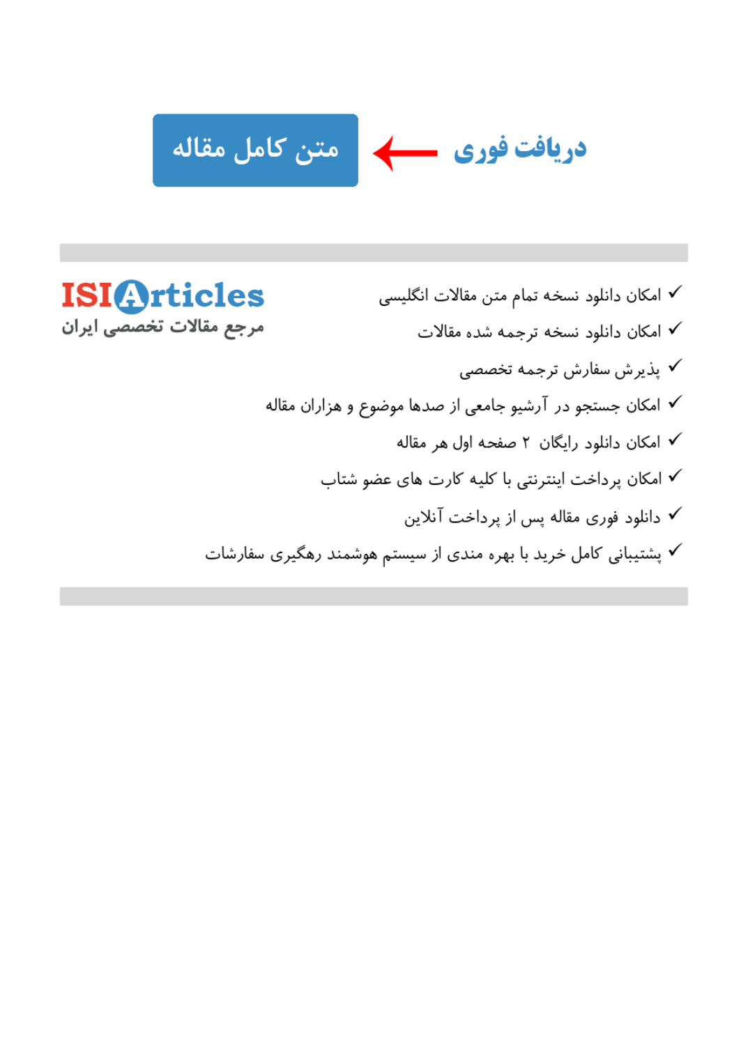دریافت فوری ← **متن کامل مقاله**

**ISIArticles**
مرجع مقالات تخصصی ایران

- ✓ امکان دانلود نسخه تمام متن مقالات انگلیسی
- ✓ امکان دانلود نسخه ترجمه شده مقالات
- ✓ پذیرش سفارش ترجمه تخصصی
- ✓ امکان جستجو در آرشیو جامعی از صدها موضوع و هزاران مقاله
- ✓ امکان دانلود رایگان ۲ صفحه اول هر مقاله
- ✓ امکان پرداخت اینترنتی با کلیه کارت های عضو شتاب
- ✓ دانلود فوری مقاله پس از پرداخت آنلاین
- ✓ پشتیبانی کامل خرید با بهره مندی از سیستم هوشمند رهگیری سفارشات